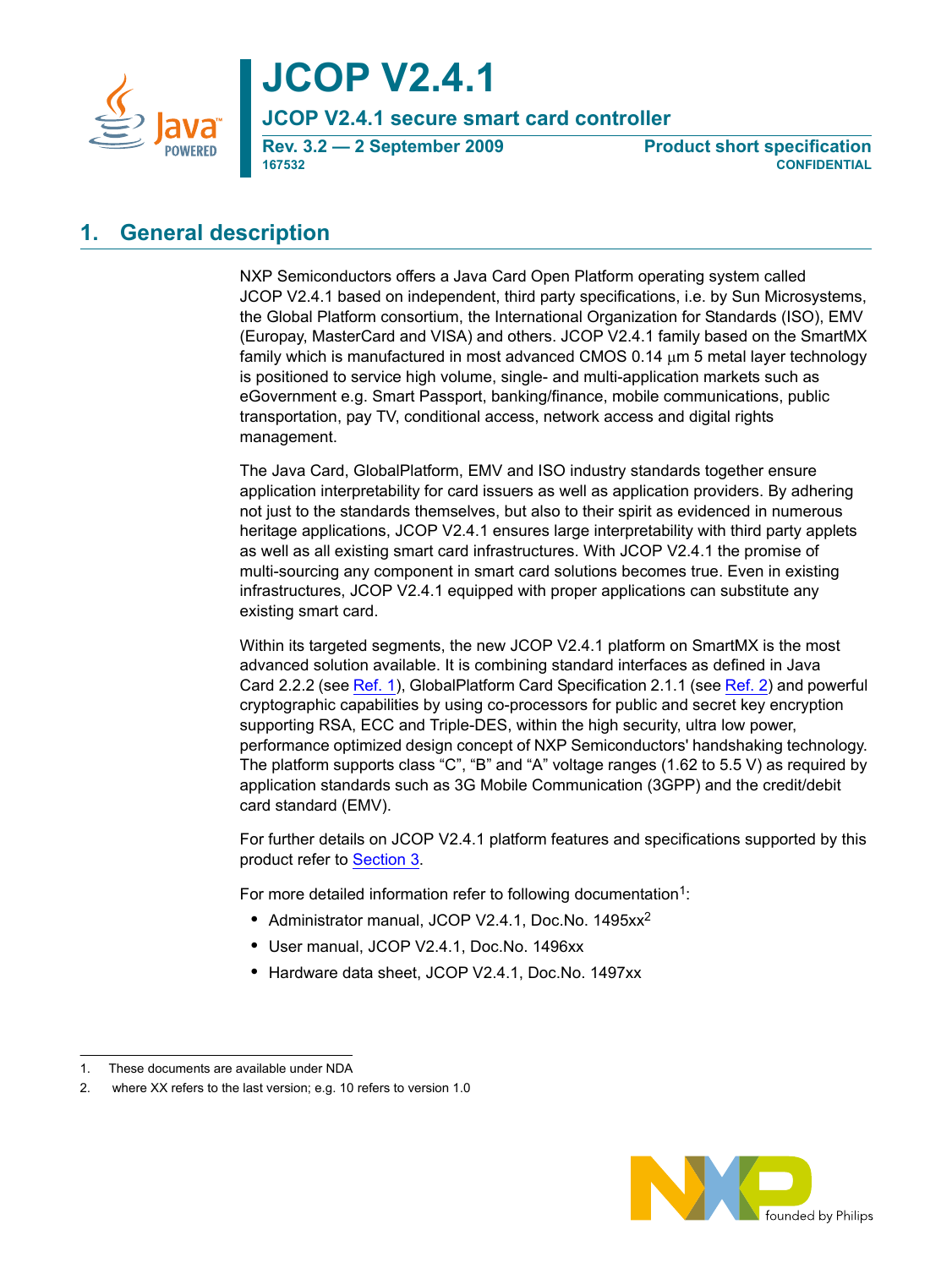# JCOP V2.4.1

## JCOP V2.4.1 secure smart card controller

**Rev. 3.2 — 2 September 2009**
**167532**

**Product short specification**
**CONFIDENTIAL**

## 1. General description

NXP Semiconductors offers a Java Card Open Platform operating system called JCOP V2.4.1 based on independent, third party specifications, i.e. by Sun Microsystems, the Global Platform consortium, the International Organization for Standards (ISO), EMV (Europay, MasterCard and VISA) and others. JCOP V2.4.1 family based on the SmartMX family which is manufactured in most advanced CMOS 0.14 μm 5 metal layer technology is positioned to service high volume, single- and multi-application markets such as eGovernment e.g. Smart Passport, banking/finance, mobile communications, public transportation, pay TV, conditional access, network access and digital rights management.

The Java Card, GlobalPlatform, EMV and ISO industry standards together ensure application interpretability for card issuers as well as application providers. By adhering not just to the standards themselves, but also to their spirit as evidenced in numerous heritage applications, JCOP V2.4.1 ensures large interpretability with third party applets as well as all existing smart card infrastructures. With JCOP V2.4.1 the promise of multi-sourcing any component in smart card solutions becomes true. Even in existing infrastructures, JCOP V2.4.1 equipped with proper applications can substitute any existing smart card.

Within its targeted segments, the new JCOP V2.4.1 platform on SmartMX is the most advanced solution available. It is combining standard interfaces as defined in Java Card 2.2.2 (see Ref. 1), GlobalPlatform Card Specification 2.1.1 (see Ref. 2) and powerful cryptographic capabilities by using co-processors for public and secret key encryption supporting RSA, ECC and Triple-DES, within the high security, ultra low power, performance optimized design concept of NXP Semiconductors' handshaking technology. The platform supports class "C", "B" and "A" voltage ranges (1.62 to 5.5 V) as required by application standards such as 3G Mobile Communication (3GPP) and the credit/debit card standard (EMV).

For further details on JCOP V2.4.1 platform features and specifications supported by this product refer to Section 3.

For more detailed information refer to following documentation[1]:

- Administrator manual, JCOP V2.4.1, Doc.No. 1495xx[2]
- User manual, JCOP V2.4.1, Doc.No. 1496xx
- Hardware data sheet, JCOP V2.4.1, Doc.No. 1497xx

1. These documents are available under NDA
2. where XX refers to the last version; e.g. 10 refers to version 1.0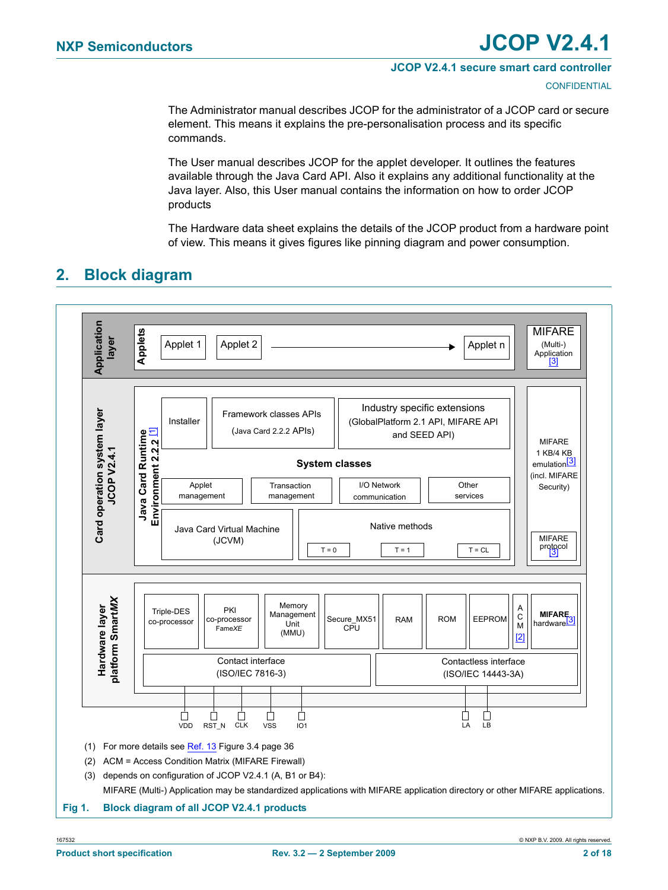The Administrator manual describes JCOP for the administrator of a JCOP card or secure element. This means it explains the pre-personalisation process and its specific commands.

The User manual describes JCOP for the applet developer. It outlines the features available through the Java Card API. Also it explains any additional functionality at the Java layer. Also, this User manual contains the information on how to order JCOP products

The Hardware data sheet explains the details of the JCOP product from a hardware point of view. This means it gives figures like pinning diagram and power consumption.

## 2. Block diagram

**Application layer**

- **Applets**: Applet 1, Applet 2 → Applet n
- MIFARE (Multi-) Application [3]

**Card operation system layer JCOP V2.4.1**

- **Java Card Runtime Environment 2.2.2** [1]
  - Installer
  - Framework classes APIs (Java Card 2.2.2 APIs)
  - Industry specific extensions (GlobalPlatform 2.1 API, MIFARE API and SEED API)
  - **System classes**: Applet management, Transaction management, I/O Network communication, Other services
  - Java Card Virtual Machine (JCVM)
  - Native methods: T = 0, T = 1, T = CL
- MIFARE 1 KB/4 KB emulation[3] (incl. MIFARE Security)
  - MIFARE protocol [3]

**Hardware layer platform Smart*MX***

- Triple-DES co-processor
- PKI co-processor Fame*XE*
- Memory Management Unit (MMU)
- Secure_MX51 CPU
- RAM
- ROM
- EEPROM
- ACM [2]
- **MIFARE** hardware[3]
- Contact interface (ISO/IEC 7816-3): VDD, RST_N, CLK, VSS, IO1
- Contactless interface (ISO/IEC 14443-3A): LA, LB

(1) For more details see Ref. 13 Figure 3.4 page 36

(2) ACM = Access Condition Matrix (MIFARE Firewall)

(3) depends on configuration of JCOP V2.4.1 (A, B1 or B4):
MIFARE (Multi-) Application may be standardized applications with MIFARE application directory or other MIFARE applications.

**Fig 1. Block diagram of all JCOP V2.4.1 products**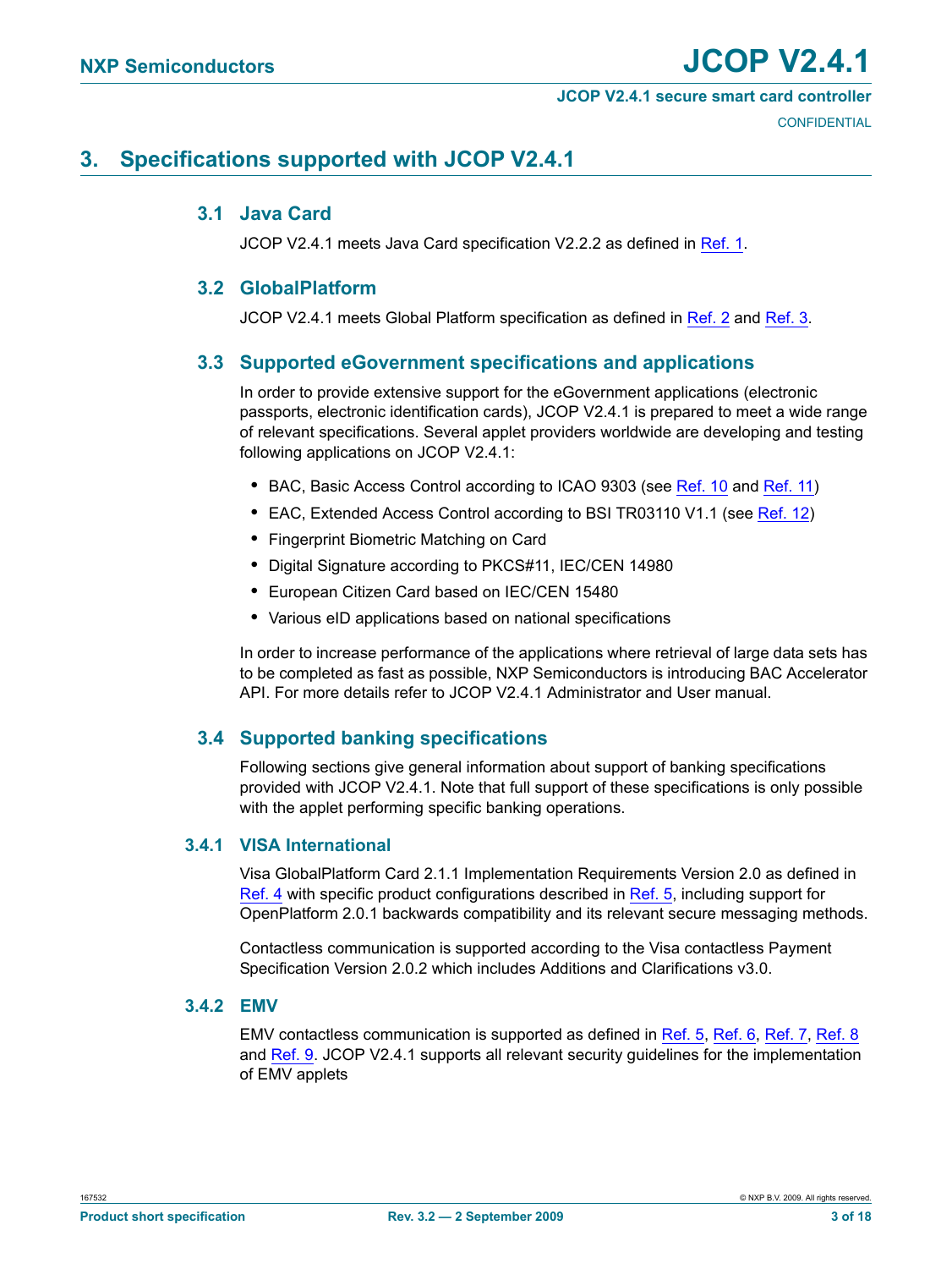# 3. Specifications supported with JCOP V2.4.1

## 3.1 Java Card

JCOP V2.4.1 meets Java Card specification V2.2.2 as defined in Ref. 1.

## 3.2 GlobalPlatform

JCOP V2.4.1 meets Global Platform specification as defined in Ref. 2 and Ref. 3.

## 3.3 Supported eGovernment specifications and applications

In order to provide extensive support for the eGovernment applications (electronic passports, electronic identification cards), JCOP V2.4.1 is prepared to meet a wide range of relevant specifications. Several applet providers worldwide are developing and testing following applications on JCOP V2.4.1:

- BAC, Basic Access Control according to ICAO 9303 (see Ref. 10 and Ref. 11)
- EAC, Extended Access Control according to BSI TR03110 V1.1 (see Ref. 12)
- Fingerprint Biometric Matching on Card
- Digital Signature according to PKCS#11, IEC/CEN 14980
- European Citizen Card based on IEC/CEN 15480
- Various eID applications based on national specifications

In order to increase performance of the applications where retrieval of large data sets has to be completed as fast as possible, NXP Semiconductors is introducing BAC Accelerator API. For more details refer to JCOP V2.4.1 Administrator and User manual.

## 3.4 Supported banking specifications

Following sections give general information about support of banking specifications provided with JCOP V2.4.1. Note that full support of these specifications is only possible with the applet performing specific banking operations.

### 3.4.1 VISA International

Visa GlobalPlatform Card 2.1.1 Implementation Requirements Version 2.0 as defined in Ref. 4 with specific product configurations described in Ref. 5, including support for OpenPlatform 2.0.1 backwards compatibility and its relevant secure messaging methods.

Contactless communication is supported according to the Visa contactless Payment Specification Version 2.0.2 which includes Additions and Clarifications v3.0.

### 3.4.2 EMV

EMV contactless communication is supported as defined in Ref. 5, Ref. 6, Ref. 7, Ref. 8 and Ref. 9. JCOP V2.4.1 supports all relevant security guidelines for the implementation of EMV applets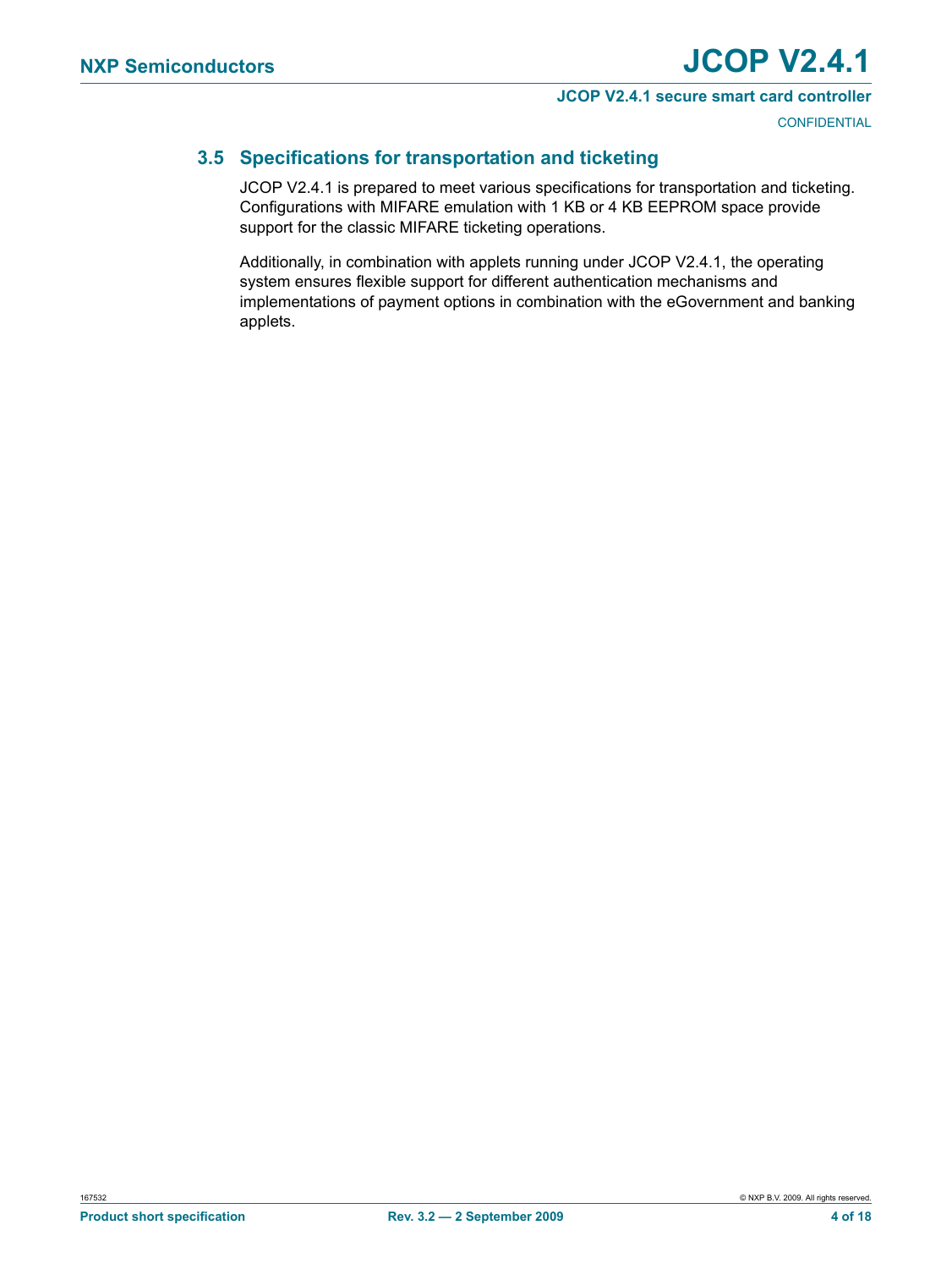### 3.5 Specifications for transportation and ticketing

JCOP V2.4.1 is prepared to meet various specifications for transportation and ticketing. Configurations with MIFARE emulation with 1 KB or 4 KB EEPROM space provide support for the classic MIFARE ticketing operations.

Additionally, in combination with applets running under JCOP V2.4.1, the operating system ensures flexible support for different authentication mechanisms and implementations of payment options in combination with the eGovernment and banking applets.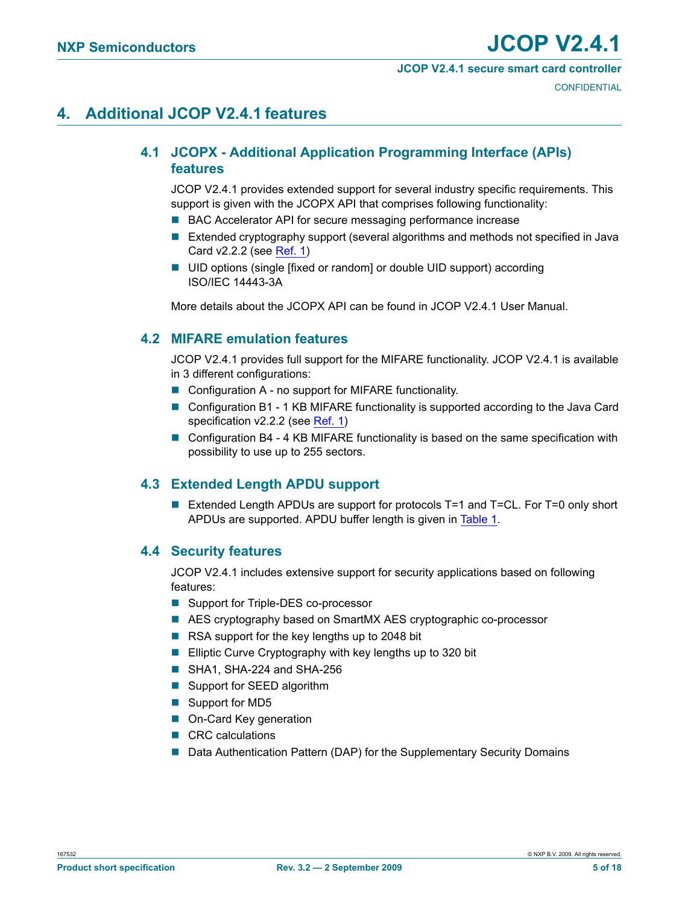# 4. Additional JCOP V2.4.1 features

## 4.1 JCOPX - Additional Application Programming Interface (APIs) features

JCOP V2.4.1 provides extended support for several industry specific requirements. This support is given with the JCOPX API that comprises following functionality:

- BAC Accelerator API for secure messaging performance increase
- Extended cryptography support (several algorithms and methods not specified in Java Card v2.2.2 (see Ref. 1)
- UID options (single [fixed or random] or double UID support) according ISO/IEC 14443-3A

More details about the JCOPX API can be found in JCOP V2.4.1 User Manual.

## 4.2 MIFARE emulation features

JCOP V2.4.1 provides full support for the MIFARE functionality. JCOP V2.4.1 is available in 3 different configurations:

- Configuration A - no support for MIFARE functionality.
- Configuration B1 - 1 KB MIFARE functionality is supported according to the Java Card specification v2.2.2 (see Ref. 1)
- Configuration B4 - 4 KB MIFARE functionality is based on the same specification with possibility to use up to 255 sectors.

## 4.3 Extended Length APDU support

- Extended Length APDUs are support for protocols T=1 and T=CL. For T=0 only short APDUs are supported. APDU buffer length is given in Table 1.

## 4.4 Security features

JCOP V2.4.1 includes extensive support for security applications based on following features:

- Support for Triple-DES co-processor
- AES cryptography based on SmartMX AES cryptographic co-processor
- RSA support for the key lengths up to 2048 bit
- Elliptic Curve Cryptography with key lengths up to 320 bit
- SHA1, SHA-224 and SHA-256
- Support for SEED algorithm
- Support for MD5
- On-Card Key generation
- CRC calculations
- Data Authentication Pattern (DAP) for the Supplementary Security Domains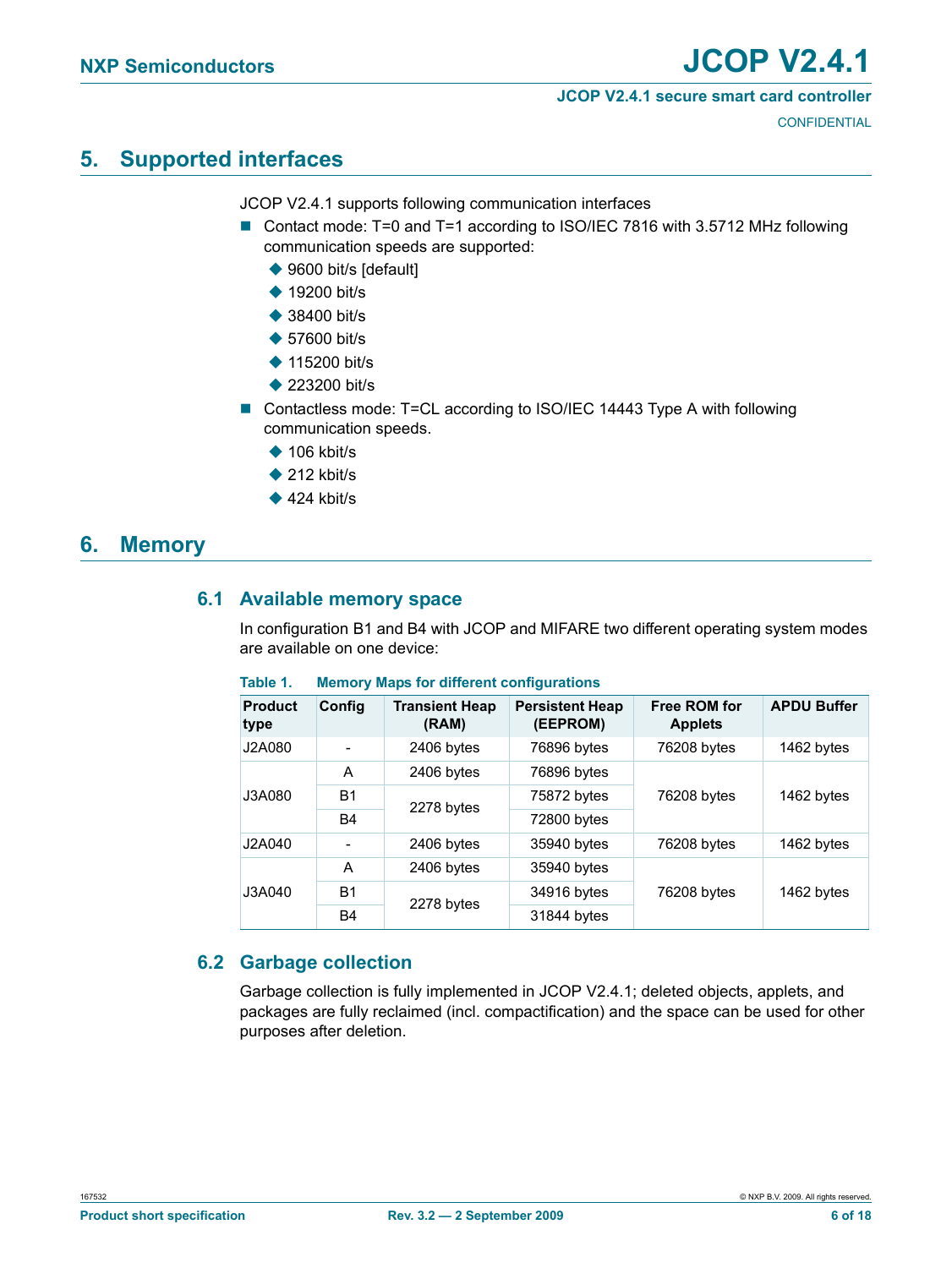## 5. Supported interfaces

JCOP V2.4.1 supports following communication interfaces

- Contact mode: T=0 and T=1 according to ISO/IEC 7816 with 3.5712 MHz following communication speeds are supported:
  - 9600 bit/s [default]
  - 19200 bit/s
  - 38400 bit/s
  - 57600 bit/s
  - 115200 bit/s
  - 223200 bit/s
- Contactless mode: T=CL according to ISO/IEC 14443 Type A with following communication speeds.
  - 106 kbit/s
  - 212 kbit/s
  - 424 kbit/s

## 6. Memory

### 6.1 Available memory space

In configuration B1 and B4 with JCOP and MIFARE two different operating system modes are available on one device:

**Table 1. Memory Maps for different configurations**

| Product type | Config | Transient Heap (RAM) | Persistent Heap (EEPROM) | Free ROM for Applets | APDU Buffer |
|---|---|---|---|---|---|
| J2A080 | - | 2406 bytes | 76896 bytes | 76208 bytes | 1462 bytes |
| J3A080 | A | 2406 bytes | 76896 bytes | 76208 bytes | 1462 bytes |
| | B1 | 2278 bytes | 75872 bytes | | |
| | B4 | | 72800 bytes | | |
| J2A040 | - | 2406 bytes | 35940 bytes | 76208 bytes | 1462 bytes |
| J3A040 | A | 2406 bytes | 35940 bytes | 76208 bytes | 1462 bytes |
| | B1 | 2278 bytes | 34916 bytes | | |
| | B4 | | 31844 bytes | | |

### 6.2 Garbage collection

Garbage collection is fully implemented in JCOP V2.4.1; deleted objects, applets, and packages are fully reclaimed (incl. compactification) and the space can be used for other purposes after deletion.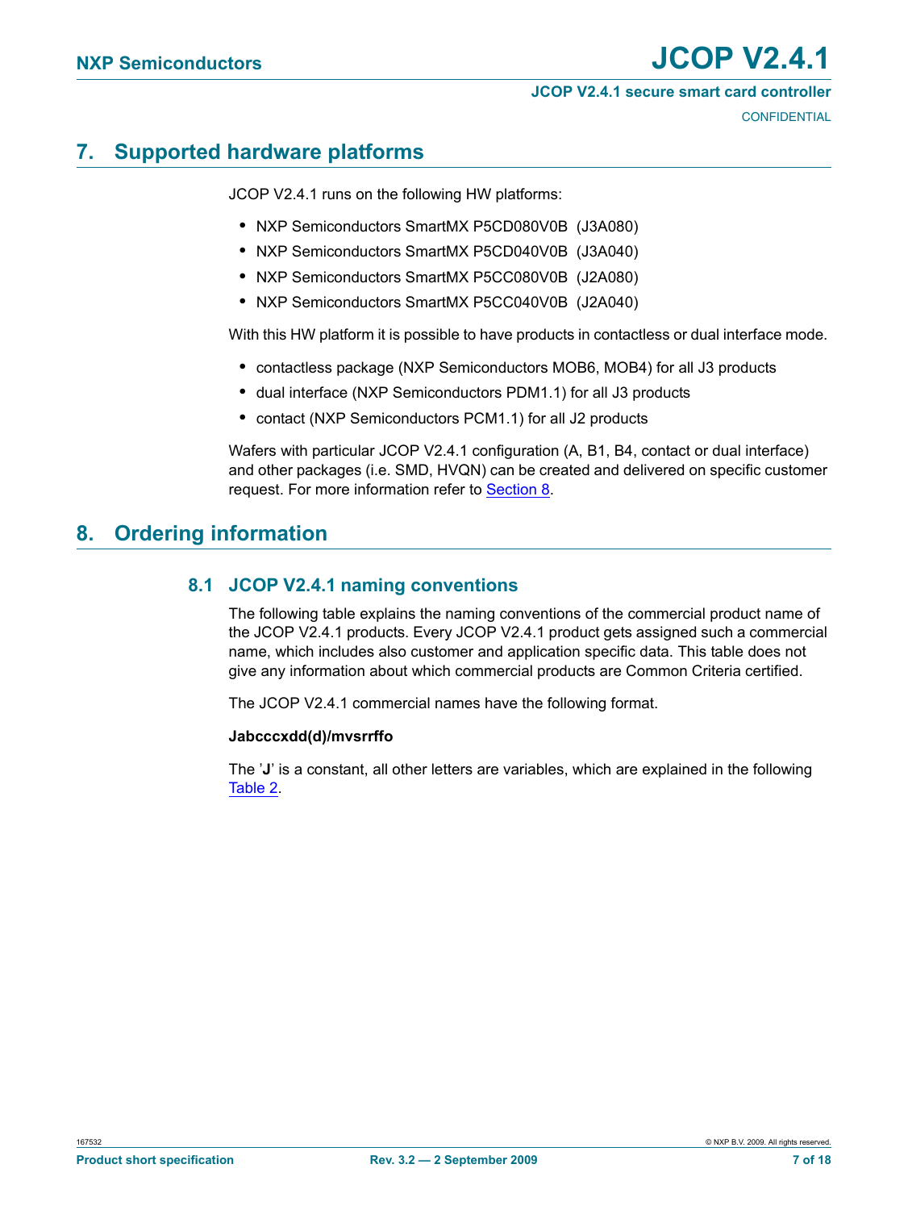## 7. Supported hardware platforms

JCOP V2.4.1 runs on the following HW platforms:

- NXP Semiconductors SmartMX P5CD080V0B (J3A080)
- NXP Semiconductors SmartMX P5CD040V0B (J3A040)
- NXP Semiconductors SmartMX P5CC080V0B (J2A080)
- NXP Semiconductors SmartMX P5CC040V0B (J2A040)

With this HW platform it is possible to have products in contactless or dual interface mode.

- contactless package (NXP Semiconductors MOB6, MOB4) for all J3 products
- dual interface (NXP Semiconductors PDM1.1) for all J3 products
- contact (NXP Semiconductors PCM1.1) for all J2 products

Wafers with particular JCOP V2.4.1 configuration (A, B1, B4, contact or dual interface) and other packages (i.e. SMD, HVQN) can be created and delivered on specific customer request. For more information refer to Section 8.

## 8. Ordering information

### 8.1 JCOP V2.4.1 naming conventions

The following table explains the naming conventions of the commercial product name of the JCOP V2.4.1 products. Every JCOP V2.4.1 product gets assigned such a commercial name, which includes also customer and application specific data. This table does not give any information about which commercial products are Common Criteria certified.

The JCOP V2.4.1 commercial names have the following format.

**Jabcccxdd(d)/mvsrrffo**

The '**J**' is a constant, all other letters are variables, which are explained in the following Table 2.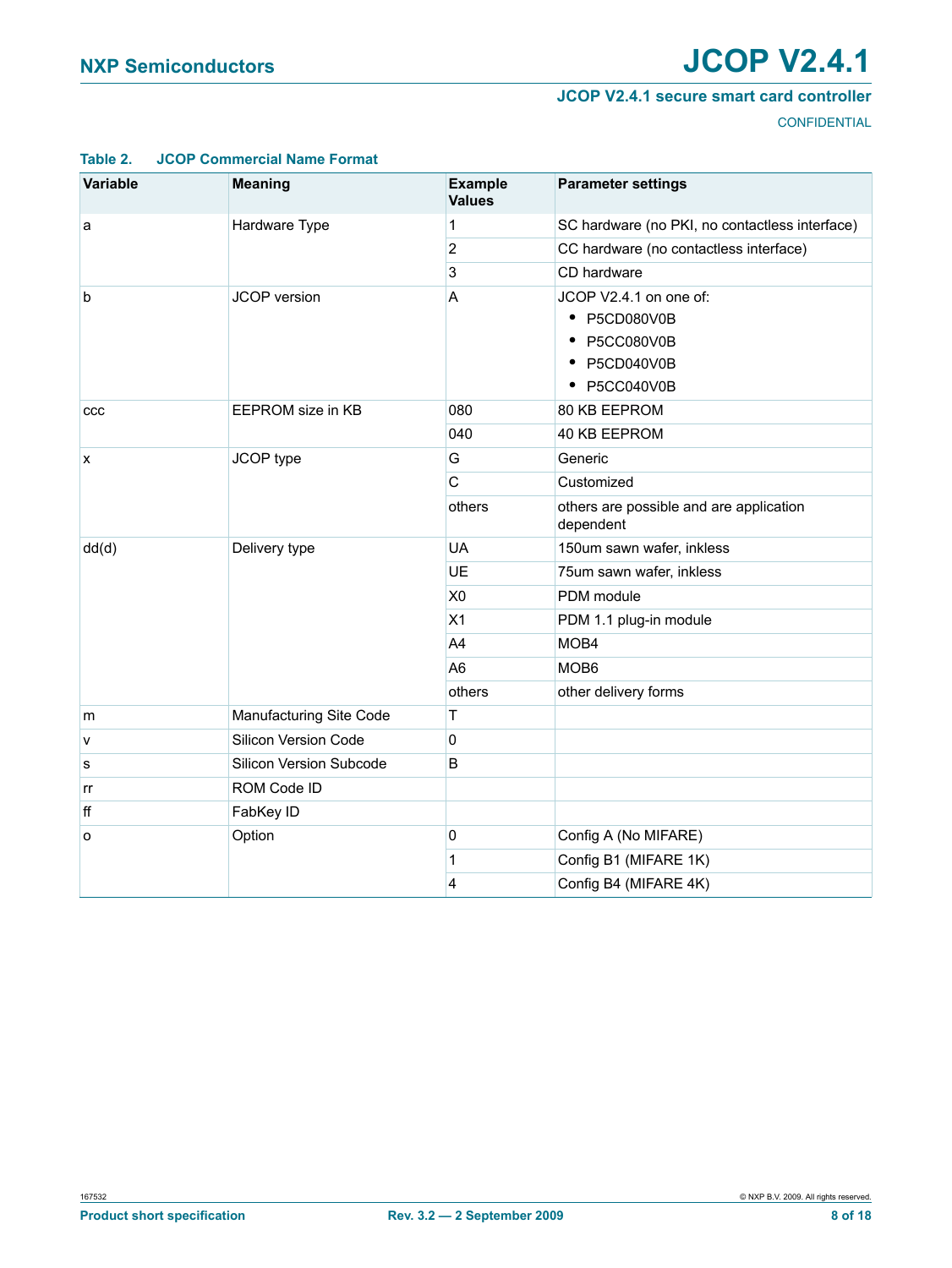**Table 2. JCOP Commercial Name Format**

| Variable | Meaning | Example Values | Parameter settings |
|---|---|---|---|
| a | Hardware Type | 1 | SC hardware (no PKI, no contactless interface) |
| | | 2 | CC hardware (no contactless interface) |
| | | 3 | CD hardware |
| b | JCOP version | A | JCOP V2.4.1 on one of: <br>• P5CD080V0B <br>• P5CC080V0B <br>• P5CD040V0B <br>• P5CC040V0B |
| ccc | EEPROM size in KB | 080 | 80 KB EEPROM |
| | | 040 | 40 KB EEPROM |
| x | JCOP type | G | Generic |
| | | C | Customized |
| | | others | others are possible and are application dependent |
| dd(d) | Delivery type | UA | 150um sawn wafer, inkless |
| | | UE | 75um sawn wafer, inkless |
| | | X0 | PDM module |
| | | X1 | PDM 1.1 plug-in module |
| | | A4 | MOB4 |
| | | A6 | MOB6 |
| | | others | other delivery forms |
| m | Manufacturing Site Code | T | |
| v | Silicon Version Code | 0 | |
| s | Silicon Version Subcode | B | |
| rr | ROM Code ID | | |
| ff | FabKey ID | | |
| o | Option | 0 | Config A (No MIFARE) |
| | | 1 | Config B1 (MIFARE 1K) |
| | | 4 | Config B4 (MIFARE 4K) |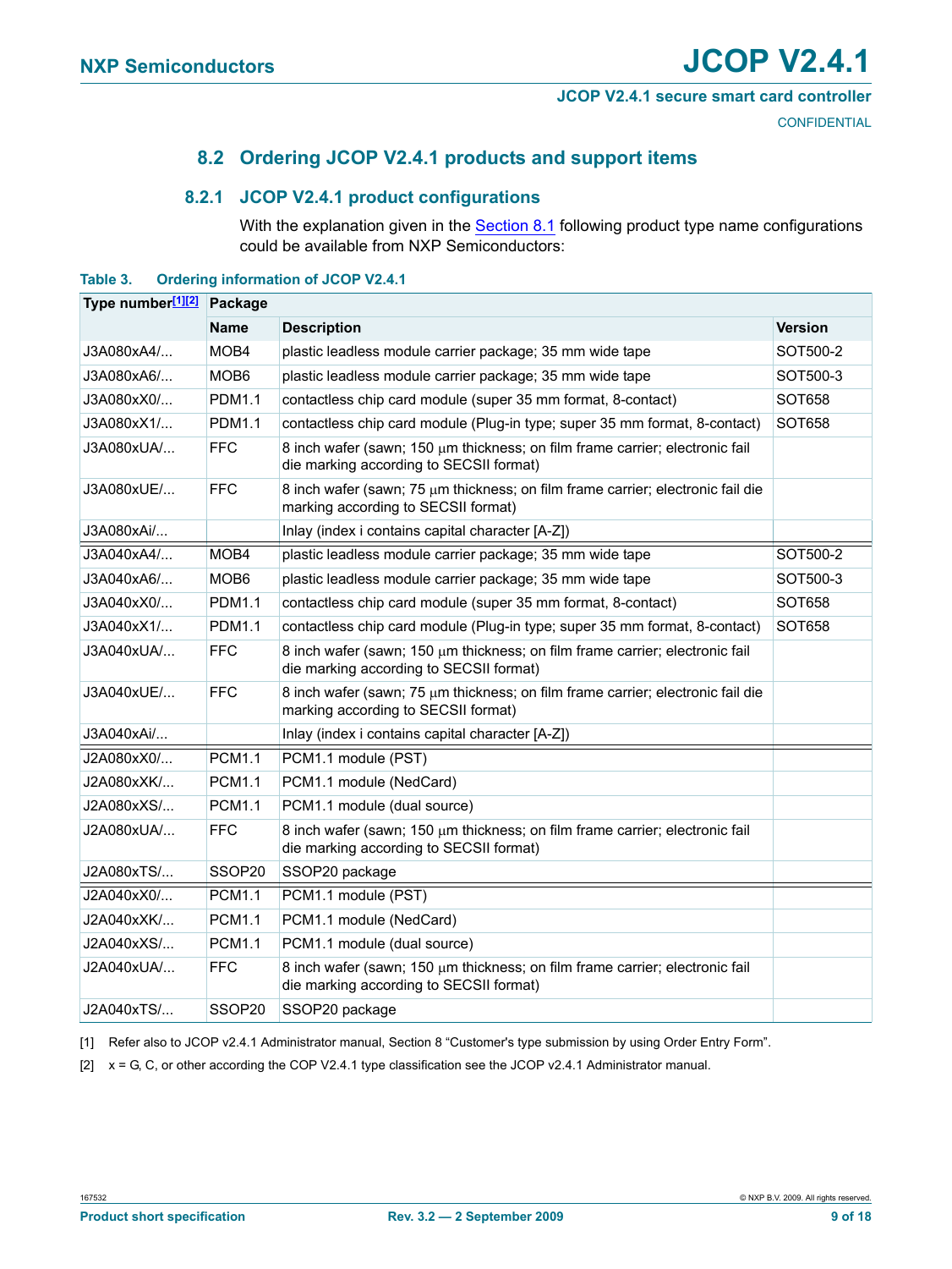## 8.2 Ordering JCOP V2.4.1 products and support items

### 8.2.1 JCOP V2.4.1 product configurations

With the explanation given in the Section 8.1 following product type name configurations could be available from NXP Semiconductors:

**Table 3. Ordering information of JCOP V2.4.1**

| Type number[1][2] | Package | | |
|---|---|---|---|
| | **Name** | **Description** | **Version** |
| J3A080xA4/... | MOB4 | plastic leadless module carrier package; 35 mm wide tape | SOT500-2 |
| J3A080xA6/... | MOB6 | plastic leadless module carrier package; 35 mm wide tape | SOT500-3 |
| J3A080xX0/... | PDM1.1 | contactless chip card module (super 35 mm format, 8-contact) | SOT658 |
| J3A080xX1/... | PDM1.1 | contactless chip card module (Plug-in type; super 35 mm format, 8-contact) | SOT658 |
| J3A080xUA/... | FFC | 8 inch wafer (sawn; 150 μm thickness; on film frame carrier; electronic fail die marking according to SECSII format) | |
| J3A080xUE/... | FFC | 8 inch wafer (sawn; 75 μm thickness; on film frame carrier; electronic fail die marking according to SECSII format) | |
| J3A080xAi/... | | Inlay (index i contains capital character [A-Z]) | |
| J3A040xA4/... | MOB4 | plastic leadless module carrier package; 35 mm wide tape | SOT500-2 |
| J3A040xA6/... | MOB6 | plastic leadless module carrier package; 35 mm wide tape | SOT500-3 |
| J3A040xX0/... | PDM1.1 | contactless chip card module (super 35 mm format, 8-contact) | SOT658 |
| J3A040xX1/... | PDM1.1 | contactless chip card module (Plug-in type; super 35 mm format, 8-contact) | SOT658 |
| J3A040xUA/... | FFC | 8 inch wafer (sawn; 150 μm thickness; on film frame carrier; electronic fail die marking according to SECSII format) | |
| J3A040xUE/... | FFC | 8 inch wafer (sawn; 75 μm thickness; on film frame carrier; electronic fail die marking according to SECSII format) | |
| J3A040xAi/... | | Inlay (index i contains capital character [A-Z]) | |
| J2A080xX0/... | PCM1.1 | PCM1.1 module (PST) | |
| J2A080xXK/... | PCM1.1 | PCM1.1 module (NedCard) | |
| J2A080xXS/... | PCM1.1 | PCM1.1 module (dual source) | |
| J2A080xUA/... | FFC | 8 inch wafer (sawn; 150 μm thickness; on film frame carrier; electronic fail die marking according to SECSII format) | |
| J2A080xTS/... | SSOP20 | SSOP20 package | |
| J2A040xX0/... | PCM1.1 | PCM1.1 module (PST) | |
| J2A040xXK/... | PCM1.1 | PCM1.1 module (NedCard) | |
| J2A040xXS/... | PCM1.1 | PCM1.1 module (dual source) | |
| J2A040xUA/... | FFC | 8 inch wafer (sawn; 150 μm thickness; on film frame carrier; electronic fail die marking according to SECSII format) | |
| J2A040xTS/... | SSOP20 | SSOP20 package | |

[1] Refer also to JCOP v2.4.1 Administrator manual, Section 8 “Customer's type submission by using Order Entry Form”.

[2] x = G, C, or other according the COP V2.4.1 type classification see the JCOP v2.4.1 Administrator manual.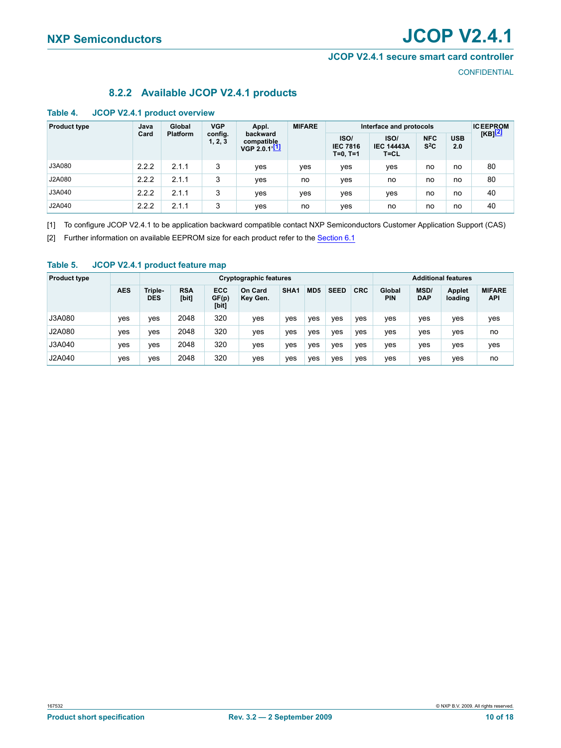### 8.2.2 Available JCOP V2.4.1 products

**Table 4. JCOP V2.4.1 product overview**

| Product type | Java Card | Global Platform | VGP config. 1, 2, 3 | Appl. backward compatible VGP 2.0.1'[1] | MIFARE | Interface and protocols | | | | IC EEPROM [KB][2] |
|---|---|---|---|---|---|---|---|---|---|---|
| | | | | | | ISO/ IEC 7816 T=0, T=1 | ISO/ IEC 14443A T=CL | NFC $S^2C$ | USB 2.0 | |
| J3A080 | 2.2.2 | 2.1.1 | 3 | yes | yes | yes | yes | no | no | 80 |
| J2A080 | 2.2.2 | 2.1.1 | 3 | yes | no | yes | no | no | no | 80 |
| J3A040 | 2.2.2 | 2.1.1 | 3 | yes | yes | yes | yes | no | no | 40 |
| J2A040 | 2.2.2 | 2.1.1 | 3 | yes | no | yes | no | no | no | 40 |

[1] To configure JCOP V2.4.1 to be application backward compatible contact NXP Semiconductors Customer Application Support (CAS)

[2] Further information on available EEPROM size for each product refer to the Section 6.1

**Table 5. JCOP V2.4.1 product feature map**

| Product type | Cryptographic features | | | | | | | | | Additional features | | | |
|---|---|---|---|---|---|---|---|---|---|---|---|---|---|
| | AES | Triple-DES | RSA [bit] | ECC GF(p) [bit] | On Card Key Gen. | SHA1 | MD5 | SEED | CRC | Global PIN | MSD/ DAP | Applet loading | MIFARE API |
| J3A080 | yes | yes | 2048 | 320 | yes | yes | yes | yes | yes | yes | yes | yes | yes |
| J2A080 | yes | yes | 2048 | 320 | yes | yes | yes | yes | yes | yes | yes | yes | no |
| J3A040 | yes | yes | 2048 | 320 | yes | yes | yes | yes | yes | yes | yes | yes | yes |
| J2A040 | yes | yes | 2048 | 320 | yes | yes | yes | yes | yes | yes | yes | yes | no |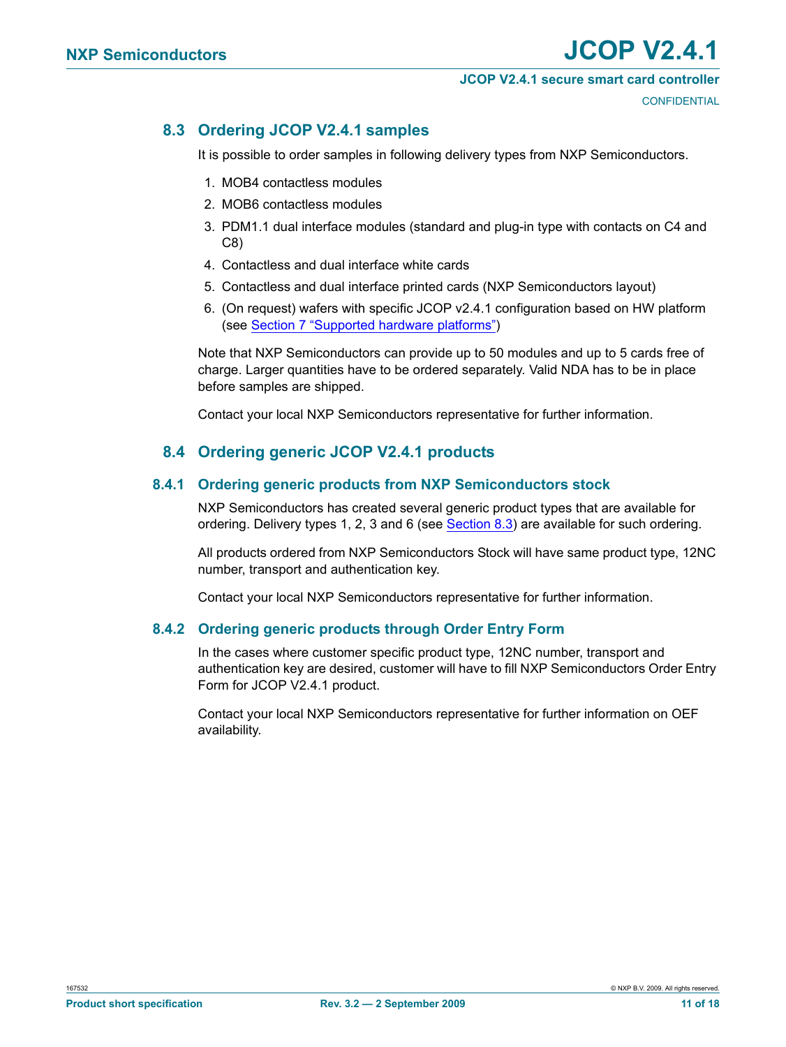## 8.3 Ordering JCOP V2.4.1 samples

It is possible to order samples in following delivery types from NXP Semiconductors.

1. MOB4 contactless modules
2. MOB6 contactless modules
3. PDM1.1 dual interface modules (standard and plug-in type with contacts on C4 and C8)
4. Contactless and dual interface white cards
5. Contactless and dual interface printed cards (NXP Semiconductors layout)
6. (On request) wafers with specific JCOP v2.4.1 configuration based on HW platform (see Section 7 "Supported hardware platforms")

Note that NXP Semiconductors can provide up to 50 modules and up to 5 cards free of charge. Larger quantities have to be ordered separately. Valid NDA has to be in place before samples are shipped.

Contact your local NXP Semiconductors representative for further information.

## 8.4 Ordering generic JCOP V2.4.1 products

### 8.4.1 Ordering generic products from NXP Semiconductors stock

NXP Semiconductors has created several generic product types that are available for ordering. Delivery types 1, 2, 3 and 6 (see Section 8.3) are available for such ordering.

All products ordered from NXP Semiconductors Stock will have same product type, 12NC number, transport and authentication key.

Contact your local NXP Semiconductors representative for further information.

### 8.4.2 Ordering generic products through Order Entry Form

In the cases where customer specific product type, 12NC number, transport and authentication key are desired, customer will have to fill NXP Semiconductors Order Entry Form for JCOP V2.4.1 product.

Contact your local NXP Semiconductors representative for further information on OEF availability.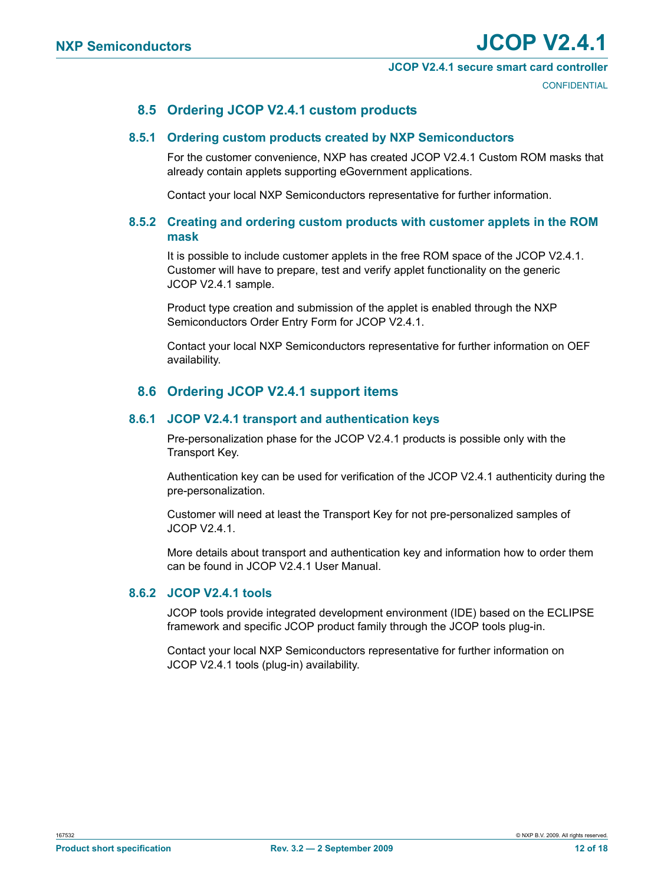## 8.5 Ordering JCOP V2.4.1 custom products

### 8.5.1 Ordering custom products created by NXP Semiconductors

For the customer convenience, NXP has created JCOP V2.4.1 Custom ROM masks that already contain applets supporting eGovernment applications.

Contact your local NXP Semiconductors representative for further information.

### 8.5.2 Creating and ordering custom products with customer applets in the ROM mask

It is possible to include customer applets in the free ROM space of the JCOP V2.4.1. Customer will have to prepare, test and verify applet functionality on the generic JCOP V2.4.1 sample.

Product type creation and submission of the applet is enabled through the NXP Semiconductors Order Entry Form for JCOP V2.4.1.

Contact your local NXP Semiconductors representative for further information on OEF availability.

## 8.6 Ordering JCOP V2.4.1 support items

### 8.6.1 JCOP V2.4.1 transport and authentication keys

Pre-personalization phase for the JCOP V2.4.1 products is possible only with the Transport Key.

Authentication key can be used for verification of the JCOP V2.4.1 authenticity during the pre-personalization.

Customer will need at least the Transport Key for not pre-personalized samples of JCOP V2.4.1.

More details about transport and authentication key and information how to order them can be found in JCOP V2.4.1 User Manual.

### 8.6.2 JCOP V2.4.1 tools

JCOP tools provide integrated development environment (IDE) based on the ECLIPSE framework and specific JCOP product family through the JCOP tools plug-in.

Contact your local NXP Semiconductors representative for further information on JCOP V2.4.1 tools (plug-in) availability.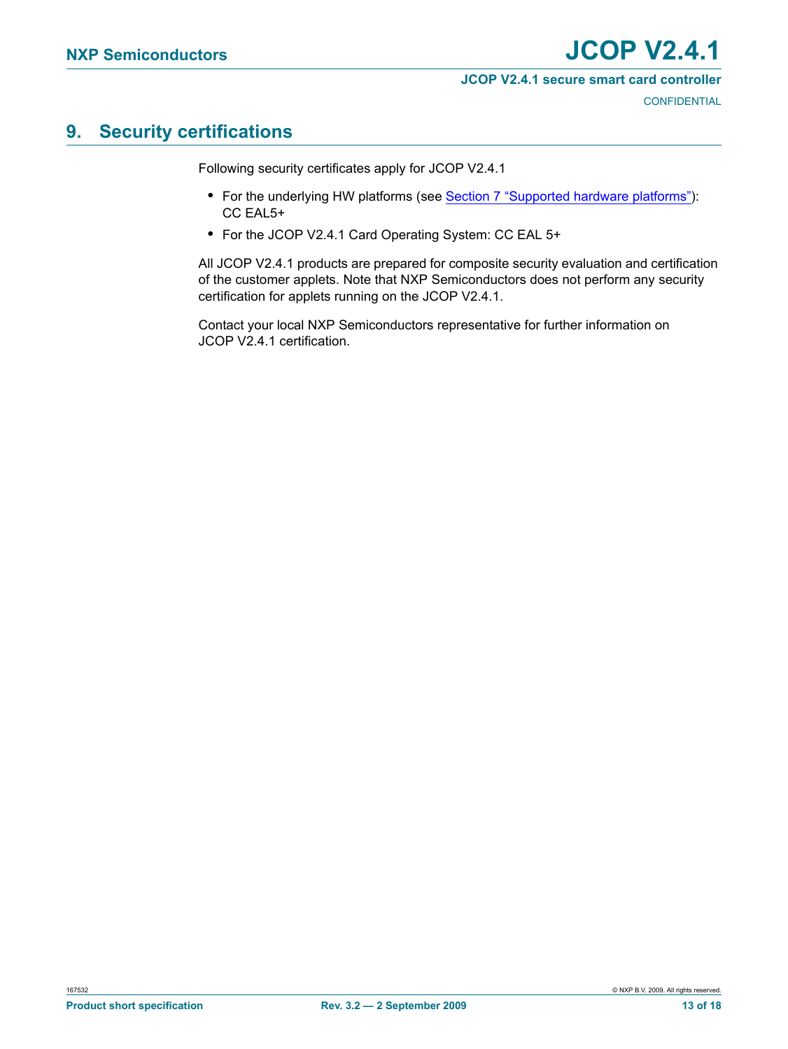## 9. Security certifications

Following security certificates apply for JCOP V2.4.1

- For the underlying HW platforms (see Section 7 "Supported hardware platforms"): CC EAL5+
- For the JCOP V2.4.1 Card Operating System: CC EAL 5+

All JCOP V2.4.1 products are prepared for composite security evaluation and certification of the customer applets. Note that NXP Semiconductors does not perform any security certification for applets running on the JCOP V2.4.1.

Contact your local NXP Semiconductors representative for further information on JCOP V2.4.1 certification.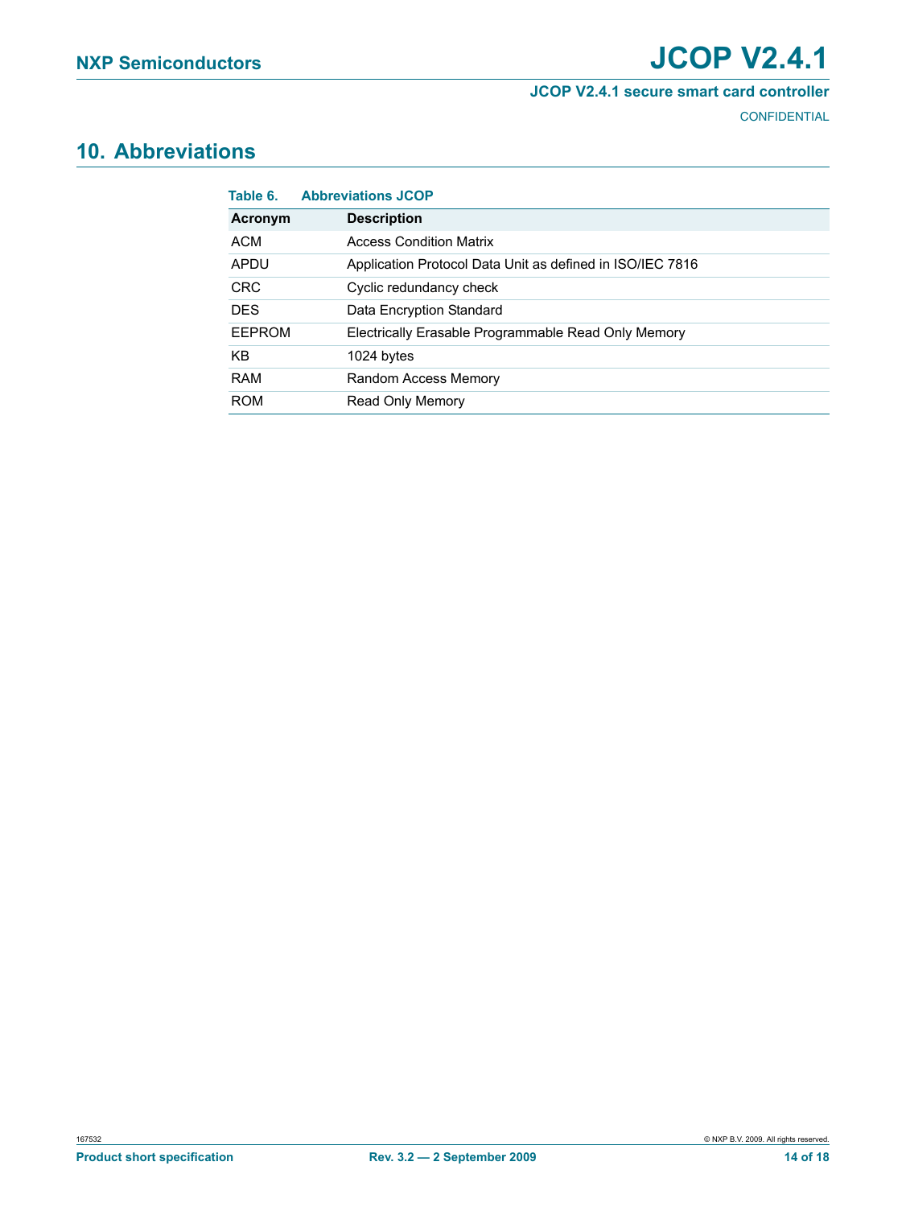# 10. Abbreviations

**Table 6. Abbreviations JCOP**

| Acronym | Description |
|---|---|
| ACM | Access Condition Matrix |
| APDU | Application Protocol Data Unit as defined in ISO/IEC 7816 |
| CRC | Cyclic redundancy check |
| DES | Data Encryption Standard |
| EEPROM | Electrically Erasable Programmable Read Only Memory |
| KB | 1024 bytes |
| RAM | Random Access Memory |
| ROM | Read Only Memory |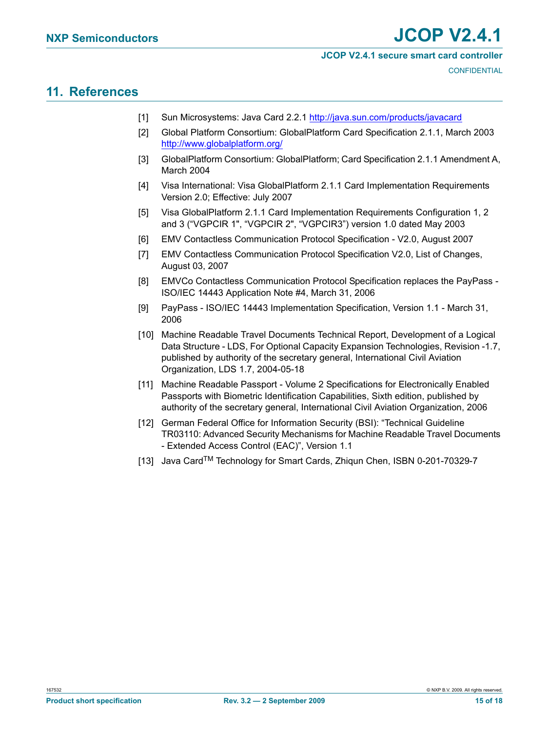## 11. References

[1] Sun Microsystems: Java Card 2.2.1 http://java.sun.com/products/javacard

[2] Global Platform Consortium: GlobalPlatform Card Specification 2.1.1, March 2003 http://www.globalplatform.org/

[3] GlobalPlatform Consortium: GlobalPlatform; Card Specification 2.1.1 Amendment A, March 2004

[4] Visa International: Visa GlobalPlatform 2.1.1 Card Implementation Requirements Version 2.0; Effective: July 2007

[5] Visa GlobalPlatform 2.1.1 Card Implementation Requirements Configuration 1, 2 and 3 (“VGPCIR 1", “VGPCIR 2", “VGPCIR3”) version 1.0 dated May 2003

[6] EMV Contactless Communication Protocol Specification - V2.0, August 2007

[7] EMV Contactless Communication Protocol Specification V2.0, List of Changes, August 03, 2007

[8] EMVCo Contactless Communication Protocol Specification replaces the PayPass - ISO/IEC 14443 Application Note #4, March 31, 2006

[9] PayPass - ISO/IEC 14443 Implementation Specification, Version 1.1 - March 31, 2006

[10] Machine Readable Travel Documents Technical Report, Development of a Logical Data Structure - LDS, For Optional Capacity Expansion Technologies, Revision -1.7, published by authority of the secretary general, International Civil Aviation Organization, LDS 1.7, 2004-05-18

[11] Machine Readable Passport - Volume 2 Specifications for Electronically Enabled Passports with Biometric Identification Capabilities, Sixth edition, published by authority of the secretary general, International Civil Aviation Organization, 2006

[12] German Federal Office for Information Security (BSI): “Technical Guideline TR03110: Advanced Security Mechanisms for Machine Readable Travel Documents - Extended Access Control (EAC)”, Version 1.1

[13] Java Card™ Technology for Smart Cards, Zhiqun Chen, ISBN 0-201-70329-7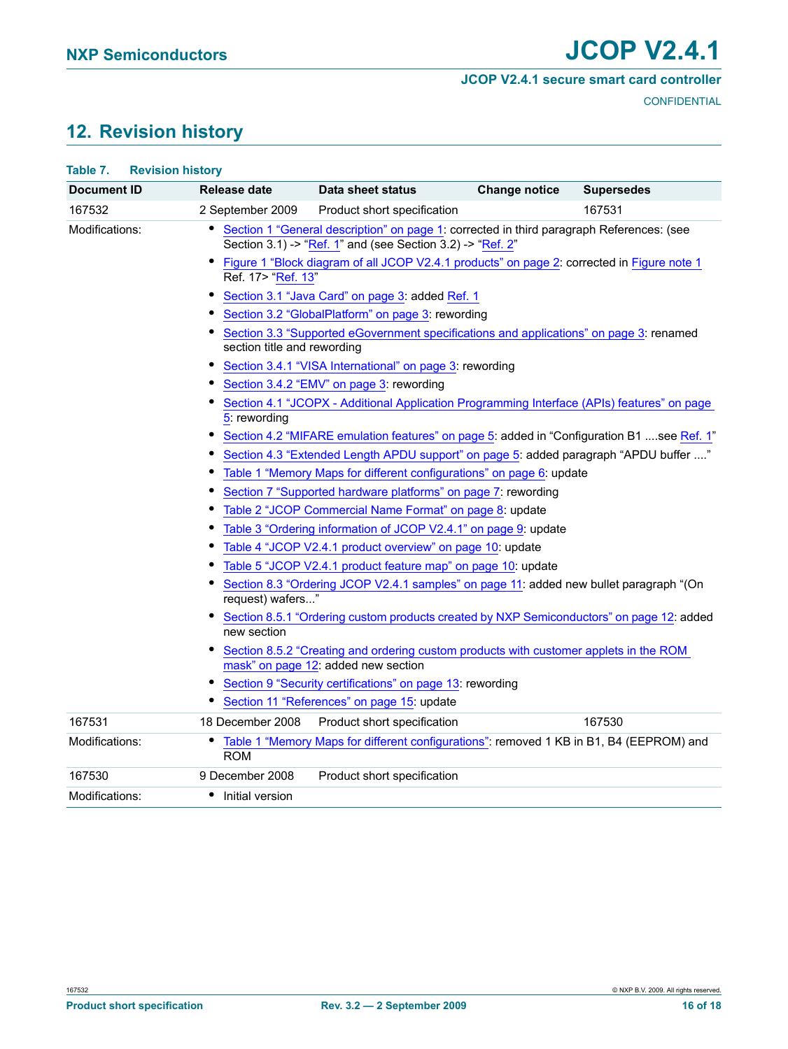## 12. Revision history

**Table 7. Revision history**

| Document ID | Release date | Data sheet status | Change notice | Supersedes |
|---|---|---|---|---|
| 167532 | 2 September 2009 | Product short specification | | 167531 |
| Modifications: | • Section 1 "General description" on page 1: corrected in third paragraph References: (see Section 3.1) -> "Ref. 1" and (see Section 3.2) -> "Ref. 2"<br>• Figure 1 "Block diagram of all JCOP V2.4.1 products" on page 2: corrected in Figure note 1 Ref. 17> "Ref. 13"<br>• Section 3.1 "Java Card" on page 3: added Ref. 1<br>• Section 3.2 "GlobalPlatform" on page 3: rewording<br>• Section 3.3 "Supported eGovernment specifications and applications" on page 3: renamed section title and rewording<br>• Section 3.4.1 "VISA International" on page 3: rewording<br>• Section 3.4.2 "EMV" on page 3: rewording<br>• Section 4.1 "JCOPX - Additional Application Programming Interface (APIs) features" on page 5: rewording<br>• Section 4.2 "MIFARE emulation features" on page 5: added in "Configuration B1 ....see Ref. 1"<br>• Section 4.3 "Extended Length APDU support" on page 5: added paragraph "APDU buffer ...."<br>• Table 1 "Memory Maps for different configurations" on page 6: update<br>• Section 7 "Supported hardware platforms" on page 7: rewording<br>• Table 2 "JCOP Commercial Name Format" on page 8: update<br>• Table 3 "Ordering information of JCOP V2.4.1" on page 9: update<br>• Table 4 "JCOP V2.4.1 product overview" on page 10: update<br>• Table 5 "JCOP V2.4.1 product feature map" on page 10: update<br>• Section 8.3 "Ordering JCOP V2.4.1 samples" on page 11: added new bullet paragraph "(On request) wafers..."<br>• Section 8.5.1 "Ordering custom products created by NXP Semiconductors" on page 12: added new section<br>• Section 8.5.2 "Creating and ordering custom products with customer applets in the ROM mask" on page 12: added new section<br>• Section 9 "Security certifications" on page 13: rewording<br>• Section 11 "References" on page 15: update | | | |
| 167531 | 18 December 2008 | Product short specification | | 167530 |
| Modifications: | • Table 1 "Memory Maps for different configurations": removed 1 KB in B1, B4 (EEPROM) and ROM | | | |
| 167530 | 9 December 2008 | Product short specification | | |
| Modifications: | • Initial version | | | |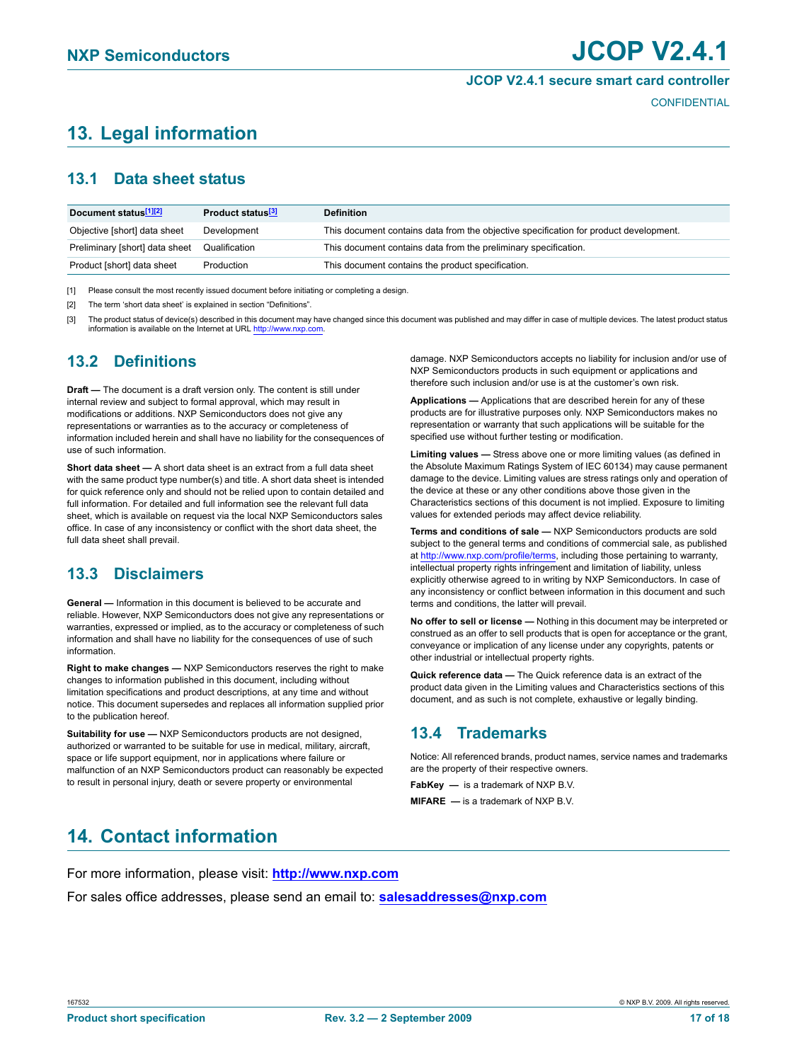# 13. Legal information

## 13.1 Data sheet status

| Document status[1][2] | Product status[3] | Definition |
|---|---|---|
| Objective [short] data sheet | Development | This document contains data from the objective specification for product development. |
| Preliminary [short] data sheet | Qualification | This document contains data from the preliminary specification. |
| Product [short] data sheet | Production | This document contains the product specification. |

[1] Please consult the most recently issued document before initiating or completing a design.

[2] The term 'short data sheet' is explained in section "Definitions".

[3] The product status of device(s) described in this document may have changed since this document was published and may differ in case of multiple devices. The latest product status information is available on the Internet at URL http://www.nxp.com.

## 13.2 Definitions

**Draft —** The document is a draft version only. The content is still under internal review and subject to formal approval, which may result in modifications or additions. NXP Semiconductors does not give any representations or warranties as to the accuracy or completeness of information included herein and shall have no liability for the consequences of use of such information.

**Short data sheet —** A short data sheet is an extract from a full data sheet with the same product type number(s) and title. A short data sheet is intended for quick reference only and should not be relied upon to contain detailed and full information. For detailed and full information see the relevant full data sheet, which is available on request via the local NXP Semiconductors sales office. In case of any inconsistency or conflict with the short data sheet, the full data sheet shall prevail.

## 13.3 Disclaimers

**General —** Information in this document is believed to be accurate and reliable. However, NXP Semiconductors does not give any representations or warranties, expressed or implied, as to the accuracy or completeness of such information and shall have no liability for the consequences of use of such information.

**Right to make changes —** NXP Semiconductors reserves the right to make changes to information published in this document, including without limitation specifications and product descriptions, at any time and without notice. This document supersedes and replaces all information supplied prior to the publication hereof.

**Suitability for use —** NXP Semiconductors products are not designed, authorized or warranted to be suitable for use in medical, military, aircraft, space or life support equipment, nor in applications where failure or malfunction of an NXP Semiconductors product can reasonably be expected to result in personal injury, death or severe property or environmental damage. NXP Semiconductors accepts no liability for inclusion and/or use of NXP Semiconductors products in such equipment or applications and therefore such inclusion and/or use is at the customer's own risk.

**Applications —** Applications that are described herein for any of these products are for illustrative purposes only. NXP Semiconductors makes no representation or warranty that such applications will be suitable for the specified use without further testing or modification.

**Limiting values —** Stress above one or more limiting values (as defined in the Absolute Maximum Ratings System of IEC 60134) may cause permanent damage to the device. Limiting values are stress ratings only and operation of the device at these or any other conditions above those given in the Characteristics sections of this document is not implied. Exposure to limiting values for extended periods may affect device reliability.

**Terms and conditions of sale —** NXP Semiconductors products are sold subject to the general terms and conditions of commercial sale, as published at http://www.nxp.com/profile/terms, including those pertaining to warranty, intellectual property rights infringement and limitation of liability, unless explicitly otherwise agreed to in writing by NXP Semiconductors. In case of any inconsistency or conflict between information in this document and such terms and conditions, the latter will prevail.

**No offer to sell or license —** Nothing in this document may be interpreted or construed as an offer to sell products that is open for acceptance or the grant, conveyance or implication of any license under any copyrights, patents or other industrial or intellectual property rights.

**Quick reference data —** The Quick reference data is an extract of the product data given in the Limiting values and Characteristics sections of this document, and as such is not complete, exhaustive or legally binding.

## 13.4 Trademarks

Notice: All referenced brands, product names, service names and trademarks are the property of their respective owners.

**FabKey —** is a trademark of NXP B.V.

**MIFARE —** is a trademark of NXP B.V.

# 14. Contact information

For more information, please visit: **http://www.nxp.com**

For sales office addresses, please send an email to: **salesaddresses@nxp.com**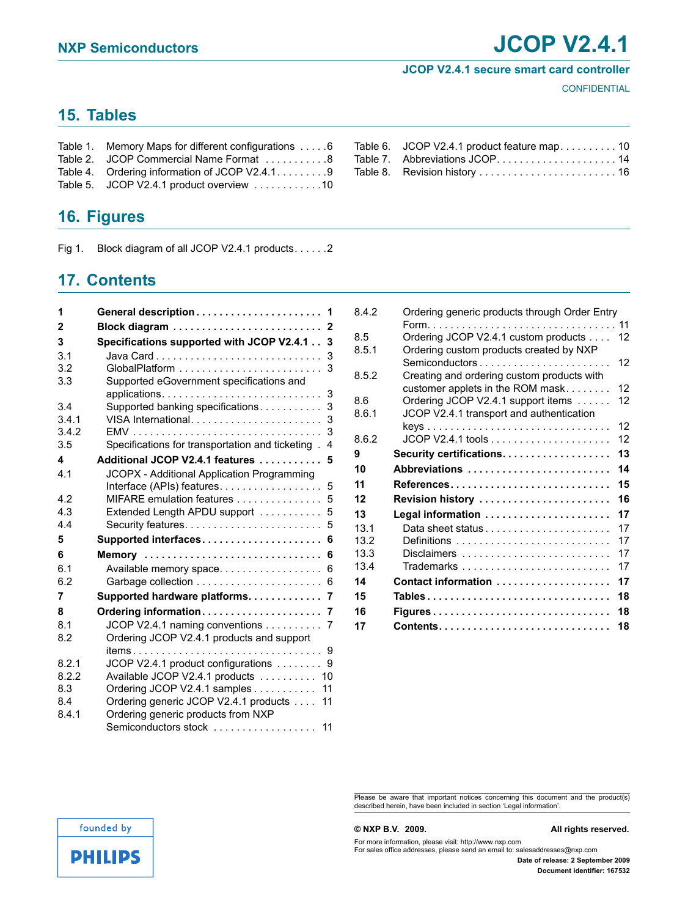## 15. Tables

Table 1. Memory Maps for different configurations . . . . .6
Table 2. JCOP Commercial Name Format . . . . . . . . . . .8
Table 4. Ordering information of JCOP V2.4.1. . . . . . . . .9
Table 5. JCOP V2.4.1 product overview . . . . . . . . . . . .10
Table 6. JCOP V2.4.1 product feature map. . . . . . . . . . 10
Table 7. Abbreviations JCOP. . . . . . . . . . . . . . . . . . . . . 14
Table 8. Revision history . . . . . . . . . . . . . . . . . . . . . . . . 16

## 16. Figures

Fig 1. Block diagram of all JCOP V2.4.1 products. . . . . .2

## 17. Contents

**1 General description . . . . . . . . . . . . . . . . . . . . . . 1**
**2 Block diagram . . . . . . . . . . . . . . . . . . . . . . . . . 2**
**3 Specifications supported with JCOP V2.4.1 . . 3**
3.1 Java Card . . . . . . . . . . . . . . . . . . . . . . . . . . . . . 3
3.2 GlobalPlatform . . . . . . . . . . . . . . . . . . . . . . . . . 3
3.3 Supported eGovernment specifications and applications. . . . . . . . . . . . . . . . . . . . . . . . . . . 3
3.4 Supported banking specifications. . . . . . . . . . . 3
3.4.1 VISA International. . . . . . . . . . . . . . . . . . . . . . . 3
3.4.2 EMV . . . . . . . . . . . . . . . . . . . . . . . . . . . . . . . . . 3
3.5 Specifications for transportation and ticketing . 4
**4 Additional JCOP V2.4.1 features . . . . . . . . . . . 5**
4.1 JCOPX - Additional Application Programming Interface (APIs) features. . . . . . . . . . . . . . . . . . 5
4.2 MIFARE emulation features . . . . . . . . . . . . . . . 5
4.3 Extended Length APDU support . . . . . . . . . . . 5
4.4 Security features. . . . . . . . . . . . . . . . . . . . . . . . 5
**5 Supported interfaces. . . . . . . . . . . . . . . . . . . . . 6**
**6 Memory . . . . . . . . . . . . . . . . . . . . . . . . . . . . . . 6**
6.1 Available memory space. . . . . . . . . . . . . . . . . . 6
6.2 Garbage collection . . . . . . . . . . . . . . . . . . . . . . 6
**7 Supported hardware platforms. . . . . . . . . . . . . 7**
**8 Ordering information. . . . . . . . . . . . . . . . . . . . . 7**
8.1 JCOP V2.4.1 naming conventions . . . . . . . . . . 7
8.2 Ordering JCOP V2.4.1 products and support items . . . . . . . . . . . . . . . . . . . . . . . . . . . . . . . . 9
8.2.1 JCOP V2.4.1 product configurations . . . . . . . . 9
8.2.2 Available JCOP V2.4.1 products . . . . . . . . . . 10
8.3 Ordering JCOP V2.4.1 samples . . . . . . . . . . . 11
8.4 Ordering generic JCOP V2.4.1 products . . . . 11
8.4.1 Ordering generic products from NXP Semiconductors stock . . . . . . . . . . . . . . . . . . 11
8.4.2 Ordering generic products through Order Entry Form. . . . . . . . . . . . . . . . . . . . . . . . . . . . . . . . . 11
8.5 Ordering JCOP V2.4.1 custom products . . . . 12
8.5.1 Ordering custom products created by NXP Semiconductors . . . . . . . . . . . . . . . . . . . . . . . 12
8.5.2 Creating and ordering custom products with customer applets in the ROM mask. . . . . . . . 12
8.6 Ordering JCOP V2.4.1 support items . . . . . . 12
8.6.1 JCOP V2.4.1 transport and authentication keys . . . . . . . . . . . . . . . . . . . . . . . . . . . . . . . . 12
8.6.2 JCOP V2.4.1 tools . . . . . . . . . . . . . . . . . . . . . 12
**9 Security certifications. . . . . . . . . . . . . . . . . . . 13**
**10 Abbreviations . . . . . . . . . . . . . . . . . . . . . . . . . 14**
**11 References. . . . . . . . . . . . . . . . . . . . . . . . . . . 15**
**12 Revision history . . . . . . . . . . . . . . . . . . . . . . . 16**
**13 Legal information . . . . . . . . . . . . . . . . . . . . . . 17**
13.1 Data sheet status . . . . . . . . . . . . . . . . . . . . . . 17
13.2 Definitions . . . . . . . . . . . . . . . . . . . . . . . . . . . 17
13.3 Disclaimers . . . . . . . . . . . . . . . . . . . . . . . . . . 17
13.4 Trademarks . . . . . . . . . . . . . . . . . . . . . . . . . . 17
**14 Contact information . . . . . . . . . . . . . . . . . . . . 17**
**15 Tables. . . . . . . . . . . . . . . . . . . . . . . . . . . . . . . 18**
**16 Figures . . . . . . . . . . . . . . . . . . . . . . . . . . . . . . 18**
**17 Contents. . . . . . . . . . . . . . . . . . . . . . . . . . . . . 18**

Please be aware that important notices concerning this document and the product(s) described herein, have been included in section 'Legal information'.

**© NXP B.V. 2009. All rights reserved.**

For more information, please visit: http://www.nxp.com
For sales office addresses, please send an email to: salesaddresses@nxp.com

**Date of release: 2 September 2009**
**Document identifier: 167532**

founded by PHILIPS